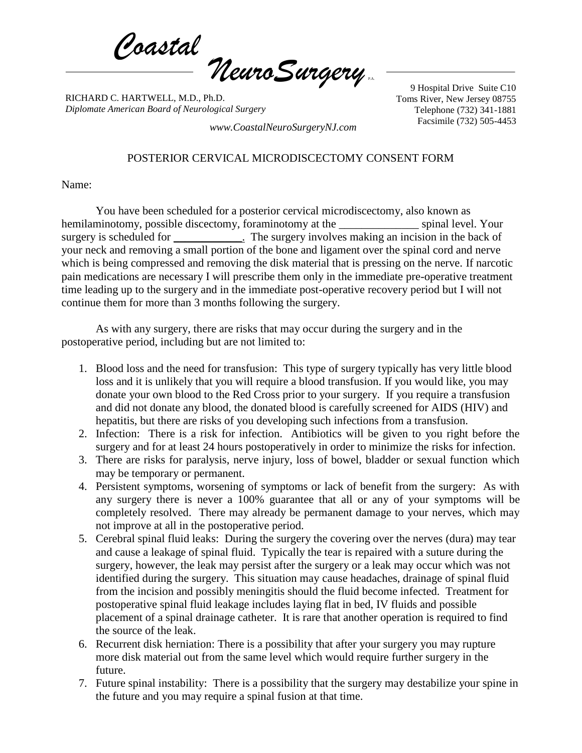*Coastal NeuroSurgery* P.A.

RICHARD C. HARTWELL, M.D., Ph.D.
*Diplomate American Board of Neurological Surgery*

9 Hospital Drive Suite C10
Toms River, New Jersey 08755
Telephone (732) 341-1881
Facsimile (732) 505-4453

*www.CoastalNeuroSurgeryNJ.com*

## POSTERIOR CERVICAL MICRODISCECTOMY CONSENT FORM

Name:

You have been scheduled for a posterior cervical microdiscectomy, also known as hemilaminotomy, possible discectomy, foraminotomy at the ______________ spinal level. Your surgery is scheduled for ____________. The surgery involves making an incision in the back of your neck and removing a small portion of the bone and ligament over the spinal cord and nerve which is being compressed and removing the disk material that is pressing on the nerve. If narcotic pain medications are necessary I will prescribe them only in the immediate pre-operative treatment time leading up to the surgery and in the immediate post-operative recovery period but I will not continue them for more than 3 months following the surgery.

As with any surgery, there are risks that may occur during the surgery and in the postoperative period, including but are not limited to:

1. Blood loss and the need for transfusion: This type of surgery typically has very little blood loss and it is unlikely that you will require a blood transfusion. If you would like, you may donate your own blood to the Red Cross prior to your surgery. If you require a transfusion and did not donate any blood, the donated blood is carefully screened for AIDS (HIV) and hepatitis, but there are risks of you developing such infections from a transfusion.
2. Infection: There is a risk for infection. Antibiotics will be given to you right before the surgery and for at least 24 hours postoperatively in order to minimize the risks for infection.
3. There are risks for paralysis, nerve injury, loss of bowel, bladder or sexual function which may be temporary or permanent.
4. Persistent symptoms, worsening of symptoms or lack of benefit from the surgery: As with any surgery there is never a 100% guarantee that all or any of your symptoms will be completely resolved. There may already be permanent damage to your nerves, which may not improve at all in the postoperative period.
5. Cerebral spinal fluid leaks: During the surgery the covering over the nerves (dura) may tear and cause a leakage of spinal fluid. Typically the tear is repaired with a suture during the surgery, however, the leak may persist after the surgery or a leak may occur which was not identified during the surgery. This situation may cause headaches, drainage of spinal fluid from the incision and possibly meningitis should the fluid become infected. Treatment for postoperative spinal fluid leakage includes laying flat in bed, IV fluids and possible placement of a spinal drainage catheter. It is rare that another operation is required to find the source of the leak.
6. Recurrent disk herniation: There is a possibility that after your surgery you may rupture more disk material out from the same level which would require further surgery in the future.
7. Future spinal instability: There is a possibility that the surgery may destabilize your spine in the future and you may require a spinal fusion at that time.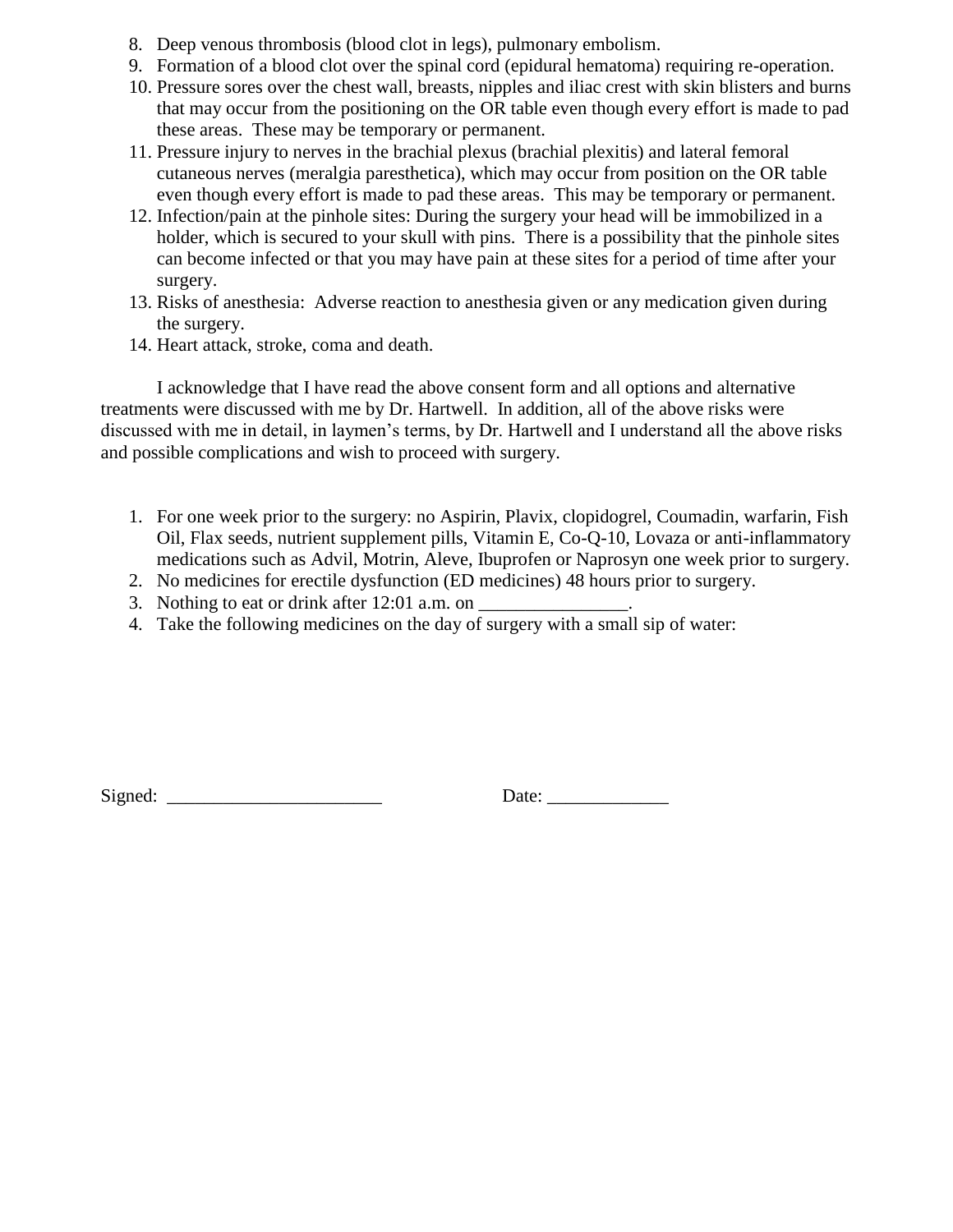8. Deep venous thrombosis (blood clot in legs), pulmonary embolism.
9. Formation of a blood clot over the spinal cord (epidural hematoma) requiring re-operation.
10. Pressure sores over the chest wall, breasts, nipples and iliac crest with skin blisters and burns that may occur from the positioning on the OR table even though every effort is made to pad these areas. These may be temporary or permanent.
11. Pressure injury to nerves in the brachial plexus (brachial plexitis) and lateral femoral cutaneous nerves (meralgia paresthetica), which may occur from position on the OR table even though every effort is made to pad these areas. This may be temporary or permanent.
12. Infection/pain at the pinhole sites: During the surgery your head will be immobilized in a holder, which is secured to your skull with pins. There is a possibility that the pinhole sites can become infected or that you may have pain at these sites for a period of time after your surgery.
13. Risks of anesthesia: Adverse reaction to anesthesia given or any medication given during the surgery.
14. Heart attack, stroke, coma and death.

I acknowledge that I have read the above consent form and all options and alternative treatments were discussed with me by Dr. Hartwell. In addition, all of the above risks were discussed with me in detail, in laymen's terms, by Dr. Hartwell and I understand all the above risks and possible complications and wish to proceed with surgery.

1. For one week prior to the surgery: no Aspirin, Plavix, clopidogrel, Coumadin, warfarin, Fish Oil, Flax seeds, nutrient supplement pills, Vitamin E, Co-Q-10, Lovaza or anti-inflammatory medications such as Advil, Motrin, Aleve, Ibuprofen or Naprosyn one week prior to surgery.
2. No medicines for erectile dysfunction (ED medicines) 48 hours prior to surgery.
3. Nothing to eat or drink after 12:01 a.m. on _______________.
4. Take the following medicines on the day of surgery with a small sip of water:

Signed: ______________________ Date: ____________